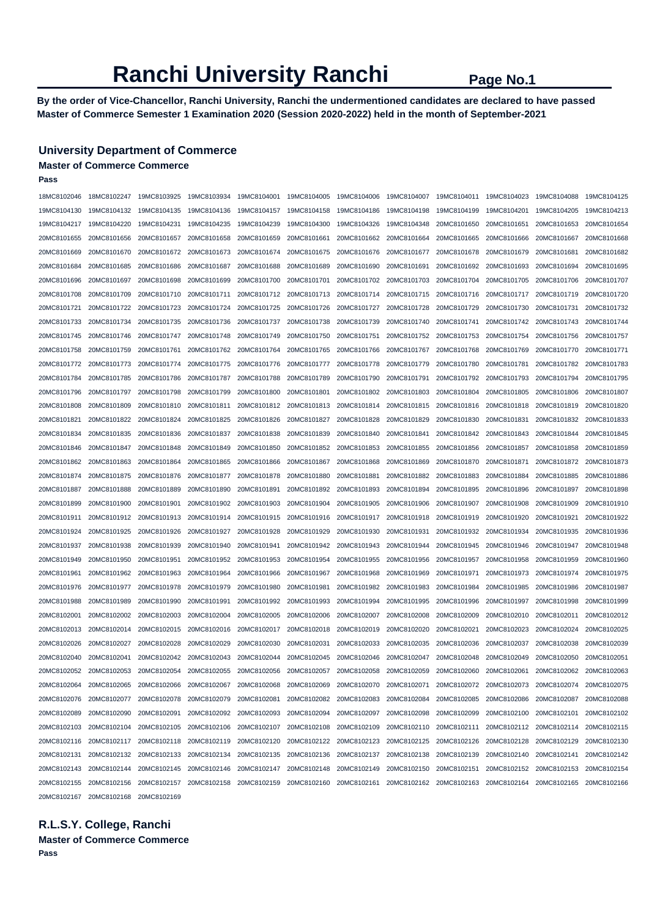# Ranchi University Ranchi

**By the order of Vice-Chancellor, Ranchi University, Ranchi the undermentioned candidates are declared to have passed Master of Commerce Semester 1 Examination 2020 (Session 2020-2022) held in the month of September-2021**

### University Department of Commerce

#### Master of Commerce Commerce

**Pass**

18MC8102046 18MC8102247 19MC8103925 19MC8103934 19MC8104001 19MC8104005 19MC8104006 19MC8104007 19MC8104011 19MC8104023 19MC8104088 19MC8104125
19MC8104130 19MC8104132 19MC8104135 19MC8104136 19MC8104157 19MC8104158 19MC8104186 19MC8104198 19MC8104199 19MC8104201 19MC8104205 19MC8104213
19MC8104217 19MC8104220 19MC8104231 19MC8104235 19MC8104239 19MC8104300 19MC8104326 19MC8104348 20MC8101650 20MC8101651 20MC8101653 20MC8101654
20MC8101655 20MC8101656 20MC8101657 20MC8101658 20MC8101659 20MC8101661 20MC8101662 20MC8101664 20MC8101665 20MC8101666 20MC8101667 20MC8101668
20MC8101669 20MC8101670 20MC8101672 20MC8101673 20MC8101674 20MC8101675 20MC8101676 20MC8101677 20MC8101678 20MC8101679 20MC8101681 20MC8101682
20MC8101684 20MC8101685 20MC8101686 20MC8101687 20MC8101688 20MC8101689 20MC8101690 20MC8101691 20MC8101692 20MC8101693 20MC8101694 20MC8101695
20MC8101696 20MC8101697 20MC8101698 20MC8101699 20MC8101700 20MC8101701 20MC8101702 20MC8101703 20MC8101704 20MC8101705 20MC8101706 20MC8101707
20MC8101708 20MC8101709 20MC8101710 20MC8101711 20MC8101712 20MC8101713 20MC8101714 20MC8101715 20MC8101716 20MC8101717 20MC8101719 20MC8101720
20MC8101721 20MC8101722 20MC8101723 20MC8101724 20MC8101725 20MC8101726 20MC8101727 20MC8101728 20MC8101729 20MC8101730 20MC8101731 20MC8101732
20MC8101733 20MC8101734 20MC8101735 20MC8101736 20MC8101737 20MC8101738 20MC8101739 20MC8101740 20MC8101741 20MC8101742 20MC8101743 20MC8101744
20MC8101745 20MC8101746 20MC8101747 20MC8101748 20MC8101749 20MC8101750 20MC8101751 20MC8101752 20MC8101753 20MC8101754 20MC8101756 20MC8101757
20MC8101758 20MC8101759 20MC8101761 20MC8101762 20MC8101764 20MC8101765 20MC8101766 20MC8101767 20MC8101768 20MC8101769 20MC8101770 20MC8101771
20MC8101772 20MC8101773 20MC8101774 20MC8101775 20MC8101776 20MC8101777 20MC8101778 20MC8101779 20MC8101780 20MC8101781 20MC8101782 20MC8101783
20MC8101784 20MC8101785 20MC8101786 20MC8101787 20MC8101788 20MC8101789 20MC8101790 20MC8101791 20MC8101792 20MC8101793 20MC8101794 20MC8101795
20MC8101796 20MC8101797 20MC8101798 20MC8101799 20MC8101800 20MC8101801 20MC8101802 20MC8101803 20MC8101804 20MC8101805 20MC8101806 20MC8101807
20MC8101808 20MC8101809 20MC8101810 20MC8101811 20MC8101812 20MC8101813 20MC8101814 20MC8101815 20MC8101816 20MC8101818 20MC8101819 20MC8101820
20MC8101821 20MC8101822 20MC8101824 20MC8101825 20MC8101826 20MC8101827 20MC8101828 20MC8101829 20MC8101830 20MC8101831 20MC8101832 20MC8101833
20MC8101834 20MC8101835 20MC8101836 20MC8101837 20MC8101838 20MC8101839 20MC8101840 20MC8101841 20MC8101842 20MC8101843 20MC8101844 20MC8101845
20MC8101846 20MC8101847 20MC8101848 20MC8101849 20MC8101850 20MC8101852 20MC8101853 20MC8101855 20MC8101856 20MC8101857 20MC8101858 20MC8101859
20MC8101862 20MC8101863 20MC8101864 20MC8101865 20MC8101866 20MC8101867 20MC8101868 20MC8101869 20MC8101870 20MC8101871 20MC8101872 20MC8101873
20MC8101874 20MC8101875 20MC8101876 20MC8101877 20MC8101878 20MC8101880 20MC8101881 20MC8101882 20MC8101883 20MC8101884 20MC8101885 20MC8101886
20MC8101887 20MC8101888 20MC8101889 20MC8101890 20MC8101891 20MC8101892 20MC8101893 20MC8101894 20MC8101895 20MC8101896 20MC8101897 20MC8101898
20MC8101899 20MC8101900 20MC8101901 20MC8101902 20MC8101903 20MC8101904 20MC8101905 20MC8101906 20MC8101907 20MC8101908 20MC8101909 20MC8101910
20MC8101911 20MC8101912 20MC8101913 20MC8101914 20MC8101915 20MC8101916 20MC8101917 20MC8101918 20MC8101919 20MC8101920 20MC8101921 20MC8101922
20MC8101924 20MC8101925 20MC8101926 20MC8101927 20MC8101928 20MC8101929 20MC8101930 20MC8101931 20MC8101932 20MC8101934 20MC8101935 20MC8101936
20MC8101937 20MC8101938 20MC8101939 20MC8101940 20MC8101941 20MC8101942 20MC8101943 20MC8101944 20MC8101945 20MC8101946 20MC8101947 20MC8101948
20MC8101949 20MC8101950 20MC8101951 20MC8101952 20MC8101953 20MC8101954 20MC8101955 20MC8101956 20MC8101957 20MC8101958 20MC8101959 20MC8101960
20MC8101961 20MC8101962 20MC8101963 20MC8101964 20MC8101966 20MC8101967 20MC8101968 20MC8101969 20MC8101971 20MC8101973 20MC8101974 20MC8101975
20MC8101976 20MC8101977 20MC8101978 20MC8101979 20MC8101980 20MC8101981 20MC8101982 20MC8101983 20MC8101984 20MC8101985 20MC8101986 20MC8101987
20MC8101988 20MC8101989 20MC8101990 20MC8101991 20MC8101992 20MC8101993 20MC8101994 20MC8101995 20MC8101996 20MC8101997 20MC8101998 20MC8101999
20MC8102001 20MC8102002 20MC8102003 20MC8102004 20MC8102005 20MC8102006 20MC8102007 20MC8102008 20MC8102009 20MC8102010 20MC8102011 20MC8102012
20MC8102013 20MC8102014 20MC8102015 20MC8102016 20MC8102017 20MC8102018 20MC8102019 20MC8102020 20MC8102021 20MC8102023 20MC8102024 20MC8102025
20MC8102026 20MC8102027 20MC8102028 20MC8102029 20MC8102030 20MC8102031 20MC8102033 20MC8102035 20MC8102036 20MC8102037 20MC8102038 20MC8102039
20MC8102040 20MC8102041 20MC8102042 20MC8102043 20MC8102044 20MC8102045 20MC8102046 20MC8102047 20MC8102048 20MC8102049 20MC8102050 20MC8102051
20MC8102052 20MC8102053 20MC8102054 20MC8102055 20MC8102056 20MC8102057 20MC8102058 20MC8102059 20MC8102060 20MC8102061 20MC8102062 20MC8102063
20MC8102064 20MC8102065 20MC8102066 20MC8102067 20MC8102068 20MC8102069 20MC8102070 20MC8102071 20MC8102072 20MC8102073 20MC8102074 20MC8102075
20MC8102076 20MC8102077 20MC8102078 20MC8102079 20MC8102081 20MC8102082 20MC8102083 20MC8102084 20MC8102085 20MC8102086 20MC8102087 20MC8102088
20MC8102089 20MC8102090 20MC8102091 20MC8102092 20MC8102093 20MC8102094 20MC8102097 20MC8102098 20MC8102099 20MC8102100 20MC8102101 20MC8102102
20MC8102103 20MC8102104 20MC8102105 20MC8102106 20MC8102107 20MC8102108 20MC8102109 20MC8102110 20MC8102111 20MC8102112 20MC8102114 20MC8102115
20MC8102116 20MC8102117 20MC8102118 20MC8102119 20MC8102120 20MC8102122 20MC8102123 20MC8102125 20MC8102126 20MC8102128 20MC8102129 20MC8102130
20MC8102131 20MC8102132 20MC8102133 20MC8102134 20MC8102135 20MC8102136 20MC8102137 20MC8102138 20MC8102139 20MC8102140 20MC8102141 20MC8102142
20MC8102143 20MC8102144 20MC8102145 20MC8102146 20MC8102147 20MC8102148 20MC8102149 20MC8102150 20MC8102151 20MC8102152 20MC8102153 20MC8102154
20MC8102155 20MC8102156 20MC8102157 20MC8102158 20MC8102159 20MC8102160 20MC8102161 20MC8102162 20MC8102163 20MC8102164 20MC8102165 20MC8102166
20MC8102167 20MC8102168 20MC8102169

### R.L.S.Y. College, Ranchi

#### Master of Commerce Commerce

**Pass**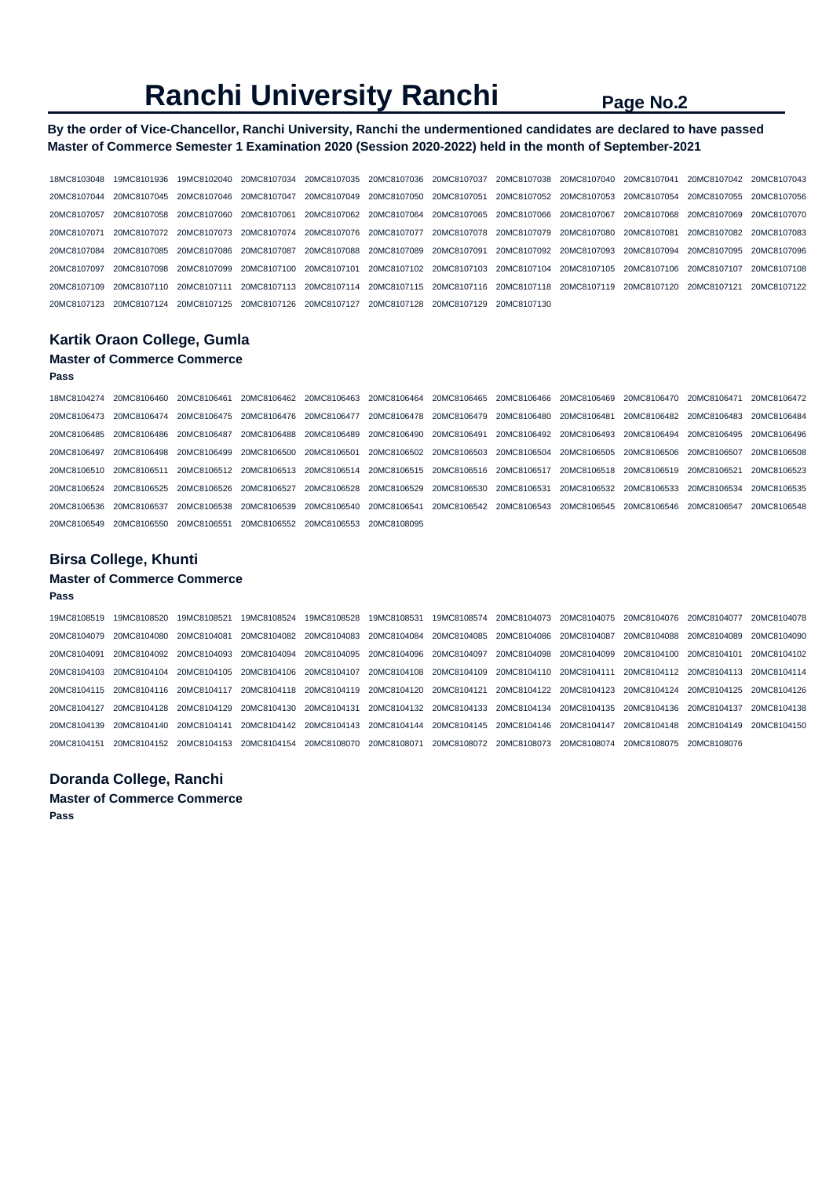# Ranchi University Ranchi

**By the order of Vice-Chancellor, Ranchi University, Ranchi the undermentioned candidates are declared to have passed Master of Commerce Semester 1 Examination 2020 (Session 2020-2022) held in the month of September-2021**

18MC8103048 19MC8101936 19MC8102040 20MC8107034 20MC8107035 20MC8107036 20MC8107037 20MC8107038 20MC8107040 20MC8107041 20MC8107042 20MC8107043
20MC8107044 20MC8107045 20MC8107046 20MC8107047 20MC8107049 20MC8107050 20MC8107051 20MC8107052 20MC8107053 20MC8107054 20MC8107055 20MC8107056
20MC8107057 20MC8107058 20MC8107060 20MC8107061 20MC8107062 20MC8107064 20MC8107065 20MC8107066 20MC8107067 20MC8107068 20MC8107069 20MC8107070
20MC8107071 20MC8107072 20MC8107073 20MC8107074 20MC8107076 20MC8107077 20MC8107078 20MC8107079 20MC8107080 20MC8107081 20MC8107082 20MC8107083
20MC8107084 20MC8107085 20MC8107086 20MC8107087 20MC8107088 20MC8107089 20MC8107091 20MC8107092 20MC8107093 20MC8107094 20MC8107095 20MC8107096
20MC8107097 20MC8107098 20MC8107099 20MC8107100 20MC8107101 20MC8107102 20MC8107103 20MC8107104 20MC8107105 20MC8107106 20MC8107107 20MC8107108
20MC8107109 20MC8107110 20MC8107111 20MC8107113 20MC8107114 20MC8107115 20MC8107116 20MC8107118 20MC8107119 20MC8107120 20MC8107121 20MC8107122
20MC8107123 20MC8107124 20MC8107125 20MC8107126 20MC8107127 20MC8107128 20MC8107129 20MC8107130

## Kartik Oraon College, Gumla

### Master of Commerce Commerce

**Pass**

18MC8104274 20MC8106460 20MC8106461 20MC8106462 20MC8106463 20MC8106464 20MC8106465 20MC8106466 20MC8106469 20MC8106470 20MC8106471 20MC8106472
20MC8106473 20MC8106474 20MC8106475 20MC8106476 20MC8106477 20MC8106478 20MC8106479 20MC8106480 20MC8106481 20MC8106482 20MC8106483 20MC8106484
20MC8106485 20MC8106486 20MC8106487 20MC8106488 20MC8106489 20MC8106490 20MC8106491 20MC8106492 20MC8106493 20MC8106494 20MC8106495 20MC8106496
20MC8106497 20MC8106498 20MC8106499 20MC8106500 20MC8106501 20MC8106502 20MC8106503 20MC8106504 20MC8106505 20MC8106506 20MC8106507 20MC8106508
20MC8106510 20MC8106511 20MC8106512 20MC8106513 20MC8106514 20MC8106515 20MC8106516 20MC8106517 20MC8106518 20MC8106519 20MC8106521 20MC8106523
20MC8106524 20MC8106525 20MC8106526 20MC8106527 20MC8106528 20MC8106529 20MC8106530 20MC8106531 20MC8106532 20MC8106533 20MC8106534 20MC8106535
20MC8106536 20MC8106537 20MC8106538 20MC8106539 20MC8106540 20MC8106541 20MC8106542 20MC8106543 20MC8106545 20MC8106546 20MC8106547 20MC8106548
20MC8106549 20MC8106550 20MC8106551 20MC8106552 20MC8106553 20MC8108095

## Birsa College, Khunti

### Master of Commerce Commerce

**Pass**

19MC8108519 19MC8108520 19MC8108521 19MC8108524 19MC8108528 19MC8108531 19MC8108574 20MC8104073 20MC8104075 20MC8104076 20MC8104077 20MC8104078
20MC8104079 20MC8104080 20MC8104081 20MC8104082 20MC8104083 20MC8104084 20MC8104085 20MC8104086 20MC8104087 20MC8104088 20MC8104089 20MC8104090
20MC8104091 20MC8104092 20MC8104093 20MC8104094 20MC8104095 20MC8104096 20MC8104097 20MC8104098 20MC8104099 20MC8104100 20MC8104101 20MC8104102
20MC8104103 20MC8104104 20MC8104105 20MC8104106 20MC8104107 20MC8104108 20MC8104109 20MC8104110 20MC8104111 20MC8104112 20MC8104113 20MC8104114
20MC8104115 20MC8104116 20MC8104117 20MC8104118 20MC8104119 20MC8104120 20MC8104121 20MC8104122 20MC8104123 20MC8104124 20MC8104125 20MC8104126
20MC8104127 20MC8104128 20MC8104129 20MC8104130 20MC8104131 20MC8104132 20MC8104133 20MC8104134 20MC8104135 20MC8104136 20MC8104137 20MC8104138
20MC8104139 20MC8104140 20MC8104141 20MC8104142 20MC8104143 20MC8104144 20MC8104145 20MC8104146 20MC8104147 20MC8104148 20MC8104149 20MC8104150
20MC8104151 20MC8104152 20MC8104153 20MC8104154 20MC8108070 20MC8108071 20MC8108072 20MC8108073 20MC8108074 20MC8108075 20MC8108076

## Doranda College, Ranchi

### Master of Commerce Commerce

**Pass**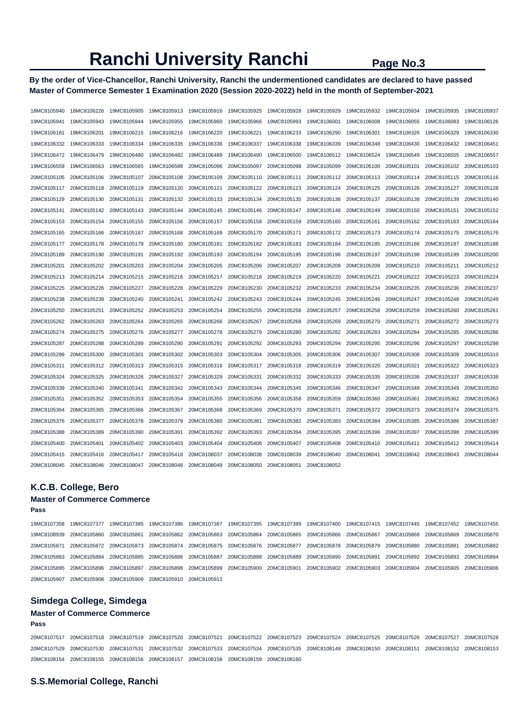# Ranchi University Ranchi

**By the order of Vice-Chancellor, Ranchi University, Ranchi the undermentioned candidates are declared to have passed Master of Commerce Semester 1 Examination 2020 (Session 2020-2022) held in the month of September-2021**

18MC8105940 18MC8106226 19MC8105905 19MC8105913 19MC8105916 19MC8105925 19MC8105928 19MC8105929 19MC8105932 19MC8105934 19MC8105935 19MC8105937
19MC8105941 19MC8105943 19MC8105944 19MC8105955 19MC8105960 19MC8105966 19MC8105993 19MC8106001 19MC8106008 19MC8106055 19MC8106083 19MC8106126
19MC8106181 19MC8106201 19MC8106215 19MC8106216 19MC8106220 19MC8106221 19MC8106233 19MC8106290 19MC8106301 19MC8106326 19MC8106329 19MC8106330
19MC8106332 19MC8106333 19MC8106334 19MC8106335 19MC8106336 19MC8106337 19MC8106338 19MC8106339 19MC8106348 19MC8106430 19MC8106432 19MC8106451
19MC8106472 19MC8106479 19MC8106480 19MC8106482 19MC8106489 19MC8106490 19MC8106500 19MC8106512 19MC8106524 19MC8106549 19MC8106555 19MC8106557
19MC8106559 19MC8106563 19MC8106565 19MC8106588 20MC8105096 20MC8105097 20MC8105098 20MC8105099 20MC8105100 20MC8105101 20MC8105102 20MC8105103
20MC8105105 20MC8105106 20MC8105107 20MC8105108 20MC8105109 20MC8105110 20MC8105111 20MC8105112 20MC8105113 20MC8105114 20MC8105115 20MC8105116
20MC8105117 20MC8105118 20MC8105119 20MC8105120 20MC8105121 20MC8105122 20MC8105123 20MC8105124 20MC8105125 20MC8105126 20MC8105127 20MC8105128
20MC8105129 20MC8105130 20MC8105131 20MC8105132 20MC8105133 20MC8105134 20MC8105135 20MC8105136 20MC8105137 20MC8105138 20MC8105139 20MC8105140
20MC8105141 20MC8105142 20MC8105143 20MC8105144 20MC8105145 20MC8105146 20MC8105147 20MC8105148 20MC8105149 20MC8105150 20MC8105151 20MC8105152
20MC8105153 20MC8105154 20MC8105155 20MC8105156 20MC8105157 20MC8105158 20MC8105159 20MC8105160 20MC8105161 20MC8105162 20MC8105163 20MC8105164
20MC8105165 20MC8105166 20MC8105167 20MC8105168 20MC8105169 20MC8105170 20MC8105171 20MC8105172 20MC8105173 20MC8105174 20MC8105175 20MC8105176
20MC8105177 20MC8105178 20MC8105179 20MC8105180 20MC8105181 20MC8105182 20MC8105183 20MC8105184 20MC8105185 20MC8105186 20MC8105187 20MC8105188
20MC8105189 20MC8105190 20MC8105191 20MC8105192 20MC8105193 20MC8105194 20MC8105195 20MC8105196 20MC8105197 20MC8105198 20MC8105199 20MC8105200
20MC8105201 20MC8105202 20MC8105203 20MC8105204 20MC8105205 20MC8105206 20MC8105207 20MC8105208 20MC8105209 20MC8105210 20MC8105211 20MC8105212
20MC8105213 20MC8105214 20MC8105215 20MC8105216 20MC8105217 20MC8105218 20MC8105219 20MC8105220 20MC8105221 20MC8105222 20MC8105223 20MC8105224
20MC8105225 20MC8105226 20MC8105227 20MC8105228 20MC8105229 20MC8105230 20MC8105232 20MC8105233 20MC8105234 20MC8105235 20MC8105236 20MC8105237
20MC8105238 20MC8105239 20MC8105240 20MC8105241 20MC8105242 20MC8105243 20MC8105244 20MC8105245 20MC8105246 20MC8105247 20MC8105248 20MC8105249
20MC8105250 20MC8105251 20MC8105252 20MC8105253 20MC8105254 20MC8105255 20MC8105256 20MC8105257 20MC8105258 20MC8105259 20MC8105260 20MC8105261
20MC8105262 20MC8105263 20MC8105264 20MC8105265 20MC8105266 20MC8105267 20MC8105268 20MC8105269 20MC8105270 20MC8105271 20MC8105272 20MC8105273
20MC8105274 20MC8105275 20MC8105276 20MC8105277 20MC8105278 20MC8105279 20MC8105280 20MC8105282 20MC8105283 20MC8105284 20MC8105285 20MC8105286
20MC8105287 20MC8105288 20MC8105289 20MC8105290 20MC8105291 20MC8105292 20MC8105293 20MC8105294 20MC8105295 20MC8105296 20MC8105297 20MC8105298
20MC8105299 20MC8105300 20MC8105301 20MC8105302 20MC8105303 20MC8105304 20MC8105305 20MC8105306 20MC8105307 20MC8105308 20MC8105309 20MC8105310
20MC8105311 20MC8105312 20MC8105313 20MC8105315 20MC8105316 20MC8105317 20MC8105318 20MC8105319 20MC8105320 20MC8105321 20MC8105322 20MC8105323
20MC8105324 20MC8105325 20MC8105326 20MC8105327 20MC8105329 20MC8105331 20MC8105332 20MC8105333 20MC8105335 20MC8105336 20MC8105337 20MC8105338
20MC8105339 20MC8105340 20MC8105341 20MC8105342 20MC8105343 20MC8105344 20MC8105345 20MC8105346 20MC8105347 20MC8105348 20MC8105349 20MC8105350
20MC8105351 20MC8105352 20MC8105353 20MC8105354 20MC8105355 20MC8105356 20MC8105358 20MC8105359 20MC8105360 20MC8105361 20MC8105362 20MC8105363
20MC8105364 20MC8105365 20MC8105366 20MC8105367 20MC8105368 20MC8105369 20MC8105370 20MC8105371 20MC8105372 20MC8105373 20MC8105374 20MC8105375
20MC8105376 20MC8105377 20MC8105378 20MC8105379 20MC8105380 20MC8105381 20MC8105382 20MC8105383 20MC8105384 20MC8105385 20MC8105386 20MC8105387
20MC8105388 20MC8105389 20MC8105390 20MC8105391 20MC8105392 20MC8105393 20MC8105394 20MC8105395 20MC8105396 20MC8105397 20MC8105398 20MC8105399
20MC8105400 20MC8105401 20MC8105402 20MC8105403 20MC8105404 20MC8105406 20MC8105407 20MC8105408 20MC8105410 20MC8105411 20MC8105412 20MC8105414
20MC8105415 20MC8105416 20MC8105417 20MC8105418 20MC8108037 20MC8108038 20MC8108039 20MC8108040 20MC8108041 20MC8108042 20MC8108043 20MC8108044
20MC8108045 20MC8108046 20MC8108047 20MC8108048 20MC8108049 20MC8108050 20MC8108051 20MC8108052

## K.C.B. College, Bero

### Master of Commerce Commerce

**Pass**

19MC8107358 19MC8107377 19MC8107385 19MC8107386 19MC8107387 19MC8107395 19MC8107399 19MC8107400 19MC8107415 19MC8107445 19MC8107452 19MC8107455
19MC8108939 20MC8105860 20MC8105861 20MC8105862 20MC8105863 20MC8105864 20MC8105865 20MC8105866 20MC8105867 20MC8105868 20MC8105869 20MC8105870
20MC8105871 20MC8105872 20MC8105873 20MC8105874 20MC8105875 20MC8105876 20MC8105877 20MC8105878 20MC8105879 20MC8105880 20MC8105881 20MC8105882
20MC8105883 20MC8105884 20MC8105885 20MC8105886 20MC8105887 20MC8105888 20MC8105889 20MC8105890 20MC8105891 20MC8105892 20MC8105893 20MC8105894
20MC8105895 20MC8105896 20MC8105897 20MC8105898 20MC8105899 20MC8105900 20MC8105901 20MC8105902 20MC8105903 20MC8105904 20MC8105905 20MC8105906
20MC8105907 20MC8105908 20MC8105909 20MC8105910 20MC8105912

## Simdega College, Simdega

### Master of Commerce Commerce

**Pass**

20MC8107517 20MC8107518 20MC8107519 20MC8107520 20MC8107521 20MC8107522 20MC8107523 20MC8107524 20MC8107525 20MC8107526 20MC8107527 20MC8107528
20MC8107529 20MC8107530 20MC8107531 20MC8107532 20MC8107533 20MC8107534 20MC8107535 20MC8108149 20MC8108150 20MC8108151 20MC8108152 20MC8108153
20MC8108154 20MC8108155 20MC8108156 20MC8108157 20MC8108158 20MC8108159 20MC8108160

## S.S.Memorial College, Ranchi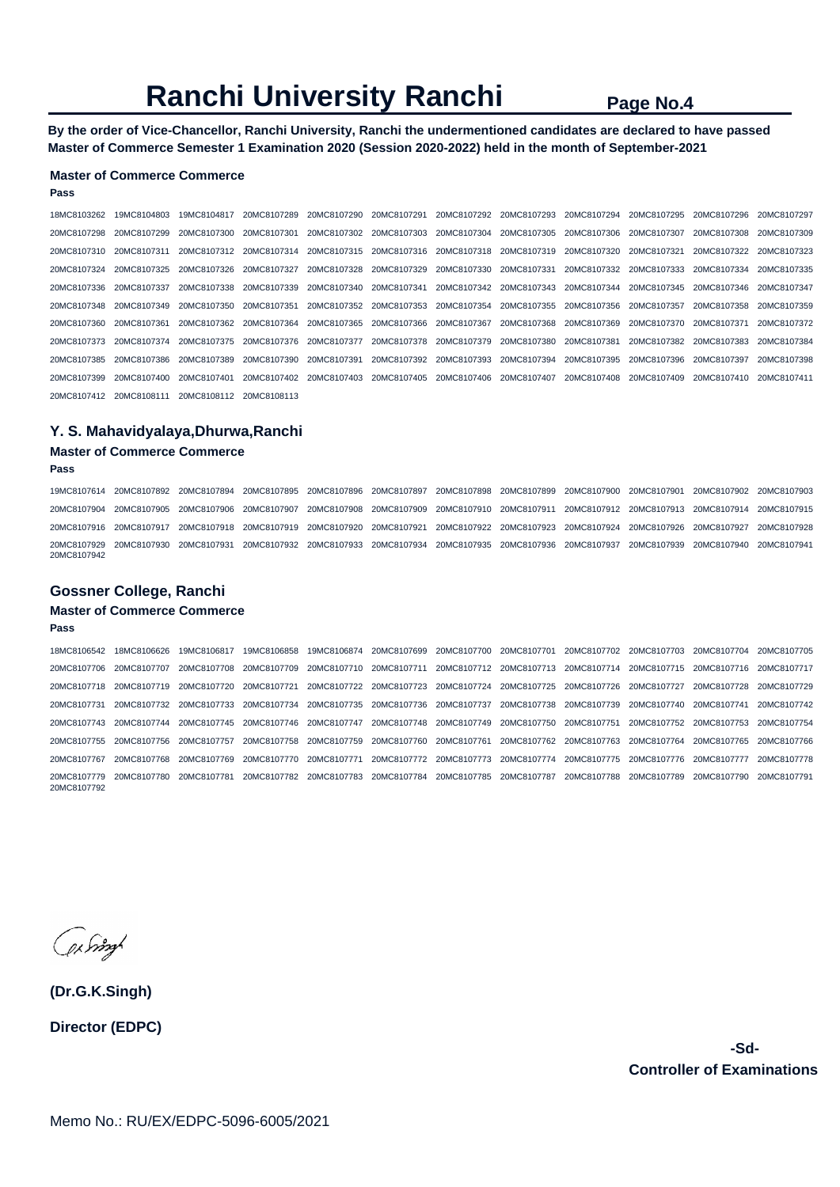# Ranchi University Ranchi

**By the order of Vice-Chancellor, Ranchi University, Ranchi the undermentioned candidates are declared to have passed Master of Commerce Semester 1 Examination 2020 (Session 2020-2022) held in the month of September-2021**

### Master of Commerce Commerce

**Pass**

18MC8103262 19MC8104803 19MC8104817 20MC8107289 20MC8107290 20MC8107291 20MC8107292 20MC8107293 20MC8107294 20MC8107295 20MC8107296 20MC8107297 20MC8107298 20MC8107299 20MC8107300 20MC8107301 20MC8107302 20MC8107303 20MC8107304 20MC8107305 20MC8107306 20MC8107307 20MC8107308 20MC8107309 20MC8107310 20MC8107311 20MC8107312 20MC8107314 20MC8107315 20MC8107316 20MC8107318 20MC8107319 20MC8107320 20MC8107321 20MC8107322 20MC8107323 20MC8107324 20MC8107325 20MC8107326 20MC8107327 20MC8107328 20MC8107329 20MC8107330 20MC8107331 20MC8107332 20MC8107333 20MC8107334 20MC8107335 20MC8107336 20MC8107337 20MC8107338 20MC8107339 20MC8107340 20MC8107341 20MC8107342 20MC8107343 20MC8107344 20MC8107345 20MC8107346 20MC8107347 20MC8107348 20MC8107349 20MC8107350 20MC8107351 20MC8107352 20MC8107353 20MC8107354 20MC8107355 20MC8107356 20MC8107357 20MC8107358 20MC8107359 20MC8107360 20MC8107361 20MC8107362 20MC8107364 20MC8107365 20MC8107366 20MC8107367 20MC8107368 20MC8107369 20MC8107370 20MC8107371 20MC8107372 20MC8107373 20MC8107374 20MC8107375 20MC8107376 20MC8107377 20MC8107378 20MC8107379 20MC8107380 20MC8107381 20MC8107382 20MC8107383 20MC8107384 20MC8107385 20MC8107386 20MC8107389 20MC8107390 20MC8107391 20MC8107392 20MC8107393 20MC8107394 20MC8107395 20MC8107396 20MC8107397 20MC8107398 20MC8107399 20MC8107400 20MC8107401 20MC8107402 20MC8107403 20MC8107405 20MC8107406 20MC8107407 20MC8107408 20MC8107409 20MC8107410 20MC8107411 20MC8107412 20MC8108111 20MC8108112 20MC8108113

## Y. S. Mahavidyalaya,Dhurwa,Ranchi

### Master of Commerce Commerce

**Pass**

19MC8107614 20MC8107892 20MC8107894 20MC8107895 20MC8107896 20MC8107897 20MC8107898 20MC8107899 20MC8107900 20MC8107901 20MC8107902 20MC8107903 20MC8107904 20MC8107905 20MC8107906 20MC8107907 20MC8107908 20MC8107909 20MC8107910 20MC8107911 20MC8107912 20MC8107913 20MC8107914 20MC8107915 20MC8107916 20MC8107917 20MC8107918 20MC8107919 20MC8107920 20MC8107921 20MC8107922 20MC8107923 20MC8107924 20MC8107926 20MC8107927 20MC8107928 20MC8107929 20MC8107930 20MC8107931 20MC8107932 20MC8107933 20MC8107934 20MC8107935 20MC8107936 20MC8107937 20MC8107939 20MC8107940 20MC8107941 20MC8107942

## Gossner College, Ranchi

### Master of Commerce Commerce

**Pass**

18MC8106542 18MC8106626 19MC8106817 19MC8106858 19MC8106874 20MC8107699 20MC8107700 20MC8107701 20MC8107702 20MC8107703 20MC8107704 20MC8107705 20MC8107706 20MC8107707 20MC8107708 20MC8107709 20MC8107710 20MC8107711 20MC8107712 20MC8107713 20MC8107714 20MC8107715 20MC8107716 20MC8107717 20MC8107718 20MC8107719 20MC8107720 20MC8107721 20MC8107722 20MC8107723 20MC8107724 20MC8107725 20MC8107726 20MC8107727 20MC8107728 20MC8107729 20MC8107731 20MC8107732 20MC8107733 20MC8107734 20MC8107735 20MC8107736 20MC8107737 20MC8107738 20MC8107739 20MC8107740 20MC8107741 20MC8107742 20MC8107743 20MC8107744 20MC8107745 20MC8107746 20MC8107747 20MC8107748 20MC8107749 20MC8107750 20MC8107751 20MC8107752 20MC8107753 20MC8107754 20MC8107755 20MC8107756 20MC8107757 20MC8107758 20MC8107759 20MC8107760 20MC8107761 20MC8107762 20MC8107763 20MC8107764 20MC8107765 20MC8107766 20MC8107767 20MC8107768 20MC8107769 20MC8107770 20MC8107771 20MC8107772 20MC8107773 20MC8107774 20MC8107775 20MC8107776 20MC8107777 20MC8107778 20MC8107779 20MC8107780 20MC8107781 20MC8107782 20MC8107783 20MC8107784 20MC8107785 20MC8107787 20MC8107788 20MC8107789 20MC8107790 20MC8107791 20MC8107792

**(Dr.G.K.Singh)**

**Director (EDPC)**

**-Sd-**

**Controller of Examinations**

Memo No.: RU/EX/EDPC-5096-6005/2021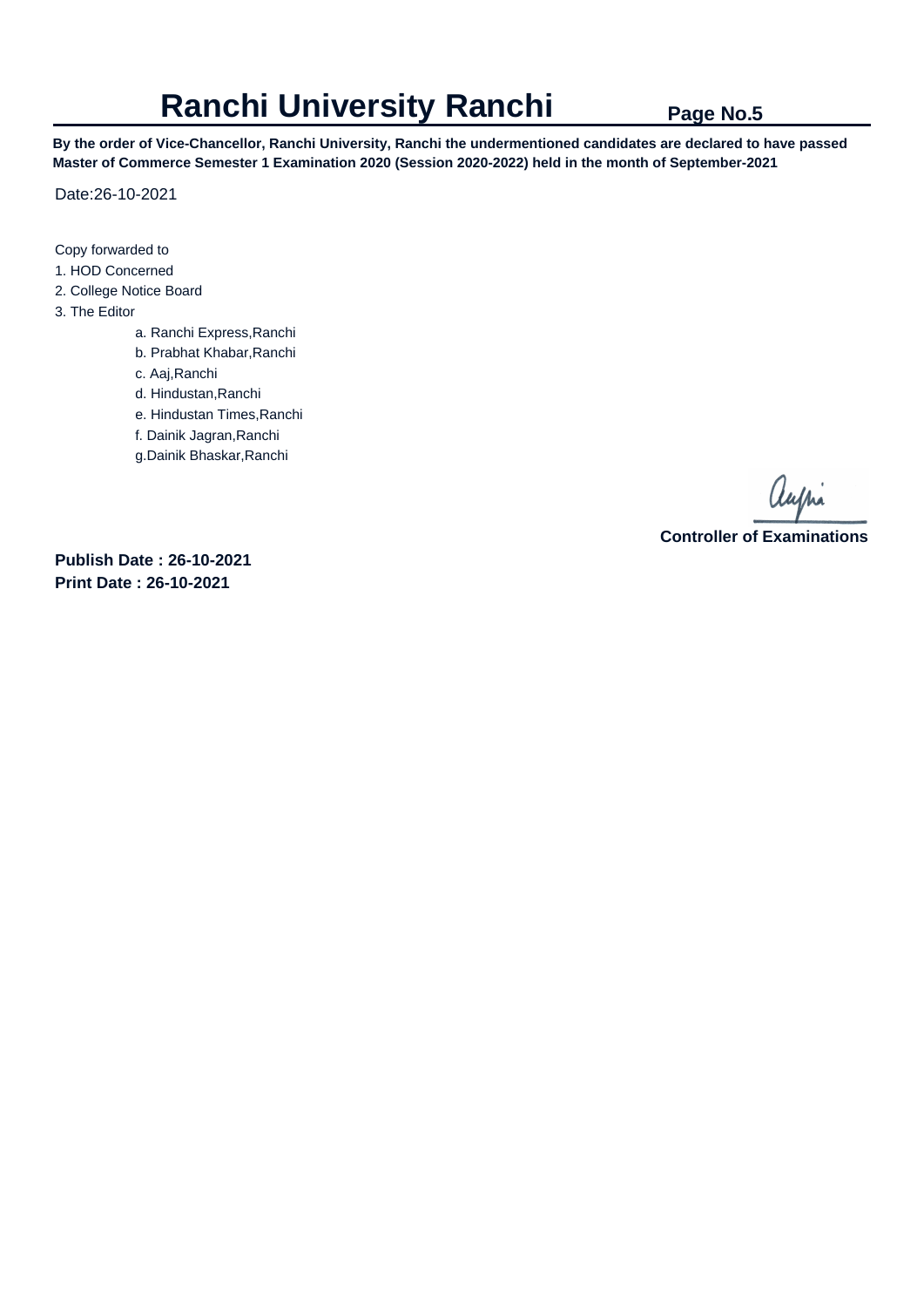# Ranchi University Ranchi

**By the order of Vice-Chancellor, Ranchi University, Ranchi the undermentioned candidates are declared to have passed Master of Commerce Semester 1 Examination 2020 (Session 2020-2022) held in the month of September-2021**

Date:26-10-2021

Copy forwarded to

1. HOD Concerned
2. College Notice Board
3. The Editor
    - a. Ranchi Express,Ranchi
    - b. Prabhat Khabar,Ranchi
    - c. Aaj,Ranchi
    - d. Hindustan,Ranchi
    - e. Hindustan Times,Ranchi
    - f. Dainik Jagran,Ranchi
    - g.Dainik Bhaskar,Ranchi

**Controller of Examinations**

**Publish Date : 26-10-2021**
**Print Date : 26-10-2021**